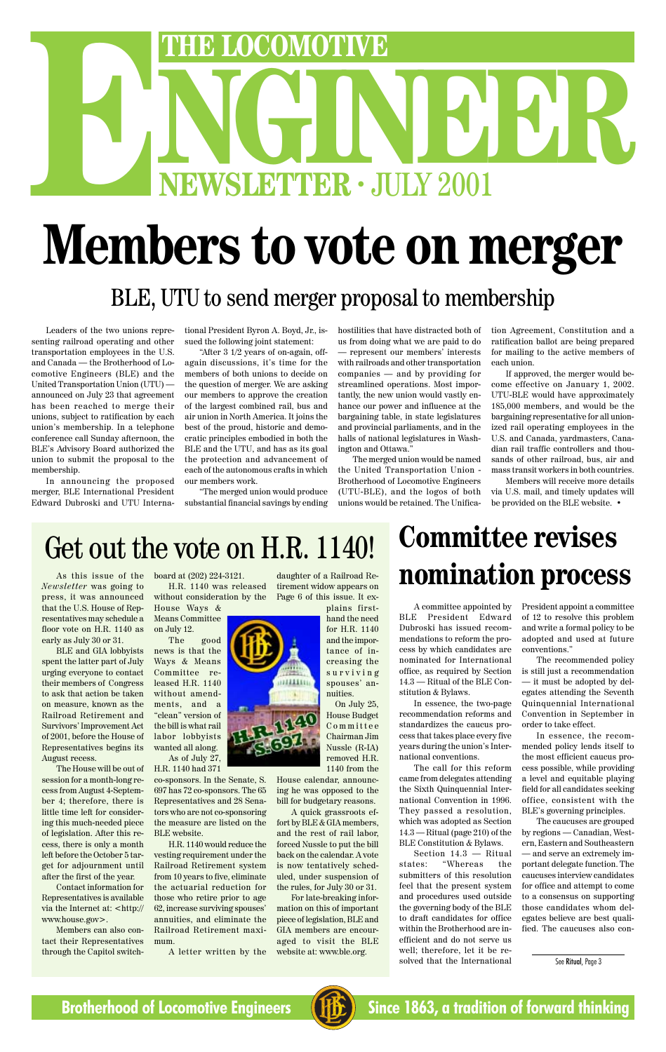# THE LOCOMOTIVE ENGINEER

## NEWSLETTER · JULY 2001

# Members to vote on merger

## BLE, UTU to send merger proposal to membership

Leaders of the two unions representing railroad operating and other transportation employees in the U.S. and Canada — the Brotherhood of Locomotive Engineers (BLE) and the United Transportation Union (UTU) — announced on July 23 that agreement has been reached to merge their unions, subject to ratification by each union's membership. In a telephone conference call Sunday afternoon, the BLE's Advisory Board authorized the union to submit the proposal to the membership.

In announcing the proposed merger, BLE International President Edward Dubroski and UTU International President Byron A. Boyd, Jr., issued the following joint statement:

"After 3 1/2 years of on-again, off-again discussions, it's time for the members of both unions to decide on the question of merger. We are asking our members to approve the creation of the largest combined rail, bus and air union in North America. It joins the best of the proud, historic and democratic principles embodied in both the BLE and the UTU, and has as its goal the protection and advancement of each of the autonomous crafts in which our members work.

"The merged union would produce substantial financial savings by ending hostilities that have distracted both of us from doing what we are paid to do — represent our members' interests with railroads and other transportation companies — and by providing for streamlined operations. Most importantly, the new union would vastly enhance our power and influence at the bargaining table, in state legislatures and provincial parliaments, and in the halls of national legislatures in Washington and Ottawa."

The merged union would be named the United Transportation Union - Brotherhood of Locomotive Engineers (UTU-BLE), and the logos of both unions would be retained. The Unification Agreement, Constitution and a ratification ballot are being prepared for mailing to the active members of each union.

If approved, the merger would become effective on January 1, 2002. UTU-BLE would have approximately 185,000 members, and would be the bargaining representative for all unionized rail operating employees in the U.S. and Canada, yardmasters, Canadian rail traffic controllers and thousands of other railroad, bus, air and mass transit workers in both countries.

Members will receive more details via U.S. mail, and timely updates will be provided on the BLE website. •

## Get out the vote on H.R. 1140!

As this issue of the *Newsletter* was going to press, it was announced that the U.S. House of Representatives may schedule a floor vote on H.R. 1140 as early as July 30 or 31.

BLE and GIA lobbyists spent the latter part of July urging everyone to contact their members of Congress to ask that action be taken on measure, known as the Railroad Retirement and Survivors' Improvement Act of 2001, before the House of Representatives begins its August recess.

The House will be out of session for a month-long recess from August 4-September 4; therefore, there is little time left for considering this much-needed piece of legislation. After this recess, there is only a month left before the October 5 target for adjournment until after the first of the year.

Contact information for Representatives is available via the Internet at: <http://www.house.gov>.

Members can also contact their Representatives through the Capitol switchboard at (202) 224-3121.

H.R. 1140 was released without consideration by the House Ways & Means Committee on July 12.

The good news is that the Ways & Means Committee released H.R. 1140 without amendments, and a "clean" version of the bill is what rail labor lobbyists wanted all along.

As of July 27, H.R. 1140 had 371 co-sponsors. In the Senate, S. 697 has 72 co-sponsors. The 65 Representatives and 28 Senators who are not co-sponsoring the measure are listed on the BLE website.

H.R. 1140 would reduce the vesting requirement under the Railroad Retirement system from 10 years to five, eliminate the actuarial reduction for those who retire prior to age 62, increase surviving spouses' annuities, and eliminate the Railroad Retirement maximum.

A letter written by the daughter of a Railroad Retirement widow appears on Page 6 of this issue. It explains first-hand the need for H.R. 1140 and the importance of increasing the surviving spouses' annuities.

On July 25, House Budget Committee Chairman Jim Nussle (R-IA) removed H.R. 1140 from the House calendar, announcing he was opposed to the bill for budgetary reasons.

A quick grassroots effort by BLE & GIA members, and the rest of rail labor, forced Nussle to put the bill back on the calendar. A vote is now tentatively scheduled, under suspension of the rules, for July 30 or 31.

For late-breaking information on this of important piece of legislation, BLE and GIA members are encouraged to visit the BLE website at: www.ble.org.

## Committee revises nomination process

A committee appointed by BLE President Edward Dubroski has issued recommendations to reform the process by which candidates are nominated for International office, as required by Section 14.3 — Ritual of the BLE Constitution & Bylaws.

In essence, the two-page recommendation reforms and standardizes the caucus process that takes place every five years during the union's International conventions.

The call for this reform came from delegates attending the Sixth Quinquennial International Convention in 1996. They passed a resolution, which was adopted as Section 14.3 — Ritual (page 210) of the BLE Constitution & Bylaws.

Section 14.3 — Ritual states: "Whereas the submitters of this resolution feel that the present system and procedures used outside the governing body of the BLE to draft candidates for office within the Brotherhood are inefficient and do not serve us well; therefore, let it be resolved that the International President appoint a committee of 12 to resolve this problem and write a formal policy to be adopted and used at future conventions."

The recommended policy is still just a recommendation — it must be adopted by delegates attending the Seventh Quinquennial International Convention in September in order to take effect.

In essence, the recommended policy lends itself to the most efficient caucus process possible, while providing a level and equitable playing field for all candidates seeking office, consistent with the BLE's governing principles.

The caucuses are grouped by regions — Canadian, Western, Eastern and Southeastern — and serve an extremely important delegate function. The caucuses interview candidates for office and attempt to come to a consensus on supporting those candidates whom delegates believe are best qualified. The caucuses also con-

See **Ritual**, Page 3

**Brotherhood of Locomotive Engineers** — **Since 1863, a tradition of forward thinking**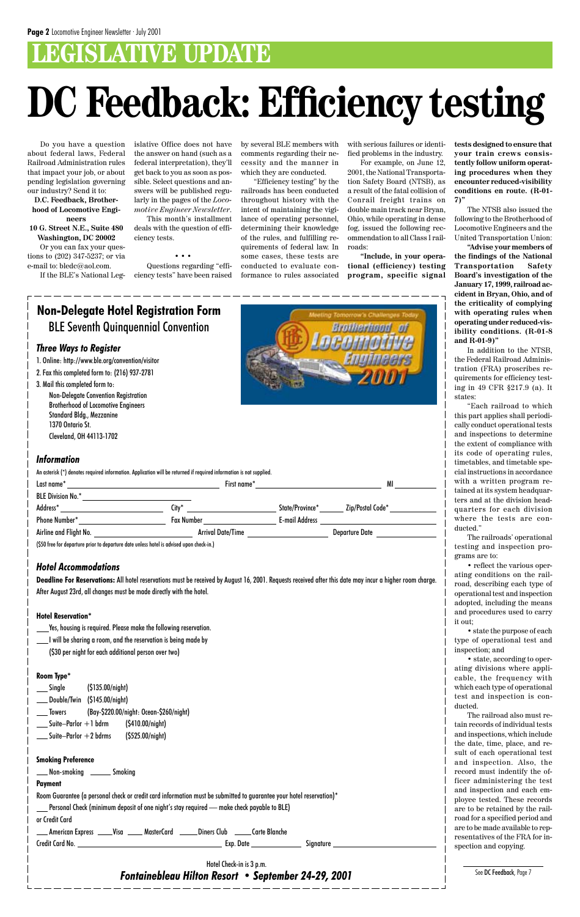# LEGISLATIVE UPDATE

# DC Feedback: Efficiency testing

Do you have a question about federal laws, Federal Railroad Administration rules that impact your job, or about pending legislation governing our industry? Send it to:

**D.C. Feedback, Brotherhood of Locomotive Engineers**
**10 G. Street N.E., Suite 480**
**Washington, DC 20002**

Or you can fax your questions to (202) 347-5237; or via e-mail to: bledc@aol.com.

If the BLE's National Legislative Office does not have the answer on hand (such as a federal interpretation), they'll get back to you as soon as possible. Select questions and answers will be published regularly in the pages of the *Locomotive Engineer Newsletter*.

This month's installment deals with the question of efficiency tests.

• • •

Questions regarding "efficiency tests" have been raised by several BLE members with comments regarding their necessity and the manner in which they are conducted.

"Efficiency testing" by the railroads has been conducted throughout history with the intent of maintaining the vigilance of operating personnel, determining their knowledge of the rules, and fulfilling requirements of federal law. In some cases, these tests are conducted to evaluate conformance to rules associated with serious failures or identified problems in the industry.

For example, on June 12, 2001, the National Transportation Safety Board (NTSB), as a result of the fatal collision of Conrail freight trains on double main track near Bryan, Ohio, while operating in dense fog, issued the following recommendation to all Class I railroads:

**"Include, in your operational (efficiency) testing program, specific signal tests designed to ensure that your train crews consistently follow uniform operating procedures when they encounter reduced-visibility conditions en route. (R-01-7)"**

The NTSB also issued the following to the Brotherhood of Locomotive Engineers and the United Transportation Union:

**"Advise your members of the findings of the National Transportation Safety Board's investigation of the January 17, 1999, railroad accident in Bryan, Ohio, and of the criticality of complying with operating rules when operating under reduced-visibility conditions. (R-01-8 and R-01-9)"**

In addition to the NTSB, the Federal Railroad Administration (FRA) proscribes requirements for efficiency testing in 49 CFR §217.9 (a). It states:

"Each railroad to which this part applies shall periodically conduct operational tests and inspections to determine the extent of compliance with its code of operating rules, timetables, and timetable special instructions in accordance with a written program retained at its system headquarters and at the division headquarters for each division where the tests are conducted."

The railroads' operational testing and inspection programs are to:

- reflect the various operating conditions on the railroad, describing each type of operational test and inspection adopted, including the means and procedures used to carry it out;
- state the purpose of each type of operational test and inspection; and
- state, according to operating divisions where applicable, the frequency with which each type of operational test and inspection is conducted.

The railroad also must retain records of individual tests and inspections, which include the date, time, place, and result of each operational test and inspection. Also, the record must indentify the officer administering the test and inspection and each employee tested. These records are to be retained by the railroad for a specified period and are to be made available to representatives of the FRA for inspection and copying.

See **DC Feedback**, Page 7

---

## Non-Delegate Hotel Registration Form
### BLE Seventh Quinquennial Convention

Meeting Tomorrow's Challenges Today — Brotherhood of Locomotive Engineers 2001

### *Three Ways to Register*

1. Online: http://www.ble.org/convention/visitor
2. Fax this completed form to: (216) 937-2781
3. Mail this completed form to:
   Non-Delegate Convention Registration
   Brotherhood of Locomotive Engineers
   Standard Bldg., Mezzanine
   1370 Ontario St.
   Cleveland, OH 44113-1702

### *Information*

An asterisk (*) denotes required information. Application will be returned if required information is not supplied.

Last name* ____________ First name* ____________ MI ______

BLE Division No.* ____________

Address* ____________ City* ____________ State/Province* ______ Zip/Postal Code* ______

Phone Number* ____________ Fax Number ____________ E-mail Address ____________

Airline and Flight No. ____________ Arrival Date/Time ____________ Departure Date ____________

($50 free for departure prior to departure date unless hotel is advised upon check-in.)

### *Hotel Accommodations*

**Deadline For Reservations:** All hotel reservations must be received by August 16, 2001. Requests received after this date may incur a higher room charge. After August 23rd, all changes must be made directly with the hotel.

**Hotel Reservation***

___ Yes, housing is required. Please make the following reservation.
___ I will be sharing a room, and the reservation is being made by
($30 per night for each additional person over two)

**Room Type***

___ Single ($135.00/night)
___ Double/Twin ($145.00/night)
___ Towers (Bay-$220.00/night: Ocean-$260/night)
___ Suite–Parlor + 1 bdrm ($410.00/night)
___ Suite–Parlor + 2 bdrms ($525.00/night)

**Smoking Preference**

___ Non-smoking ______ Smoking

**Payment**

Room Guarantee (a personal check or credit card information must be submitted to guarantee your hotel reservation)*

___ Personal Check (minimum deposit of one night's stay required — make check payable to BLE)

or Credit Card

___ American Express ____ Visa ____ MasterCard _____ Diners Club _____ Carte Blanche

Credit Card No. ____________ Exp. Date ____________ Signature ____________

Hotel Check-in is 3 p.m.

***Fontainebleau Hilton Resort • September 24-29, 2001***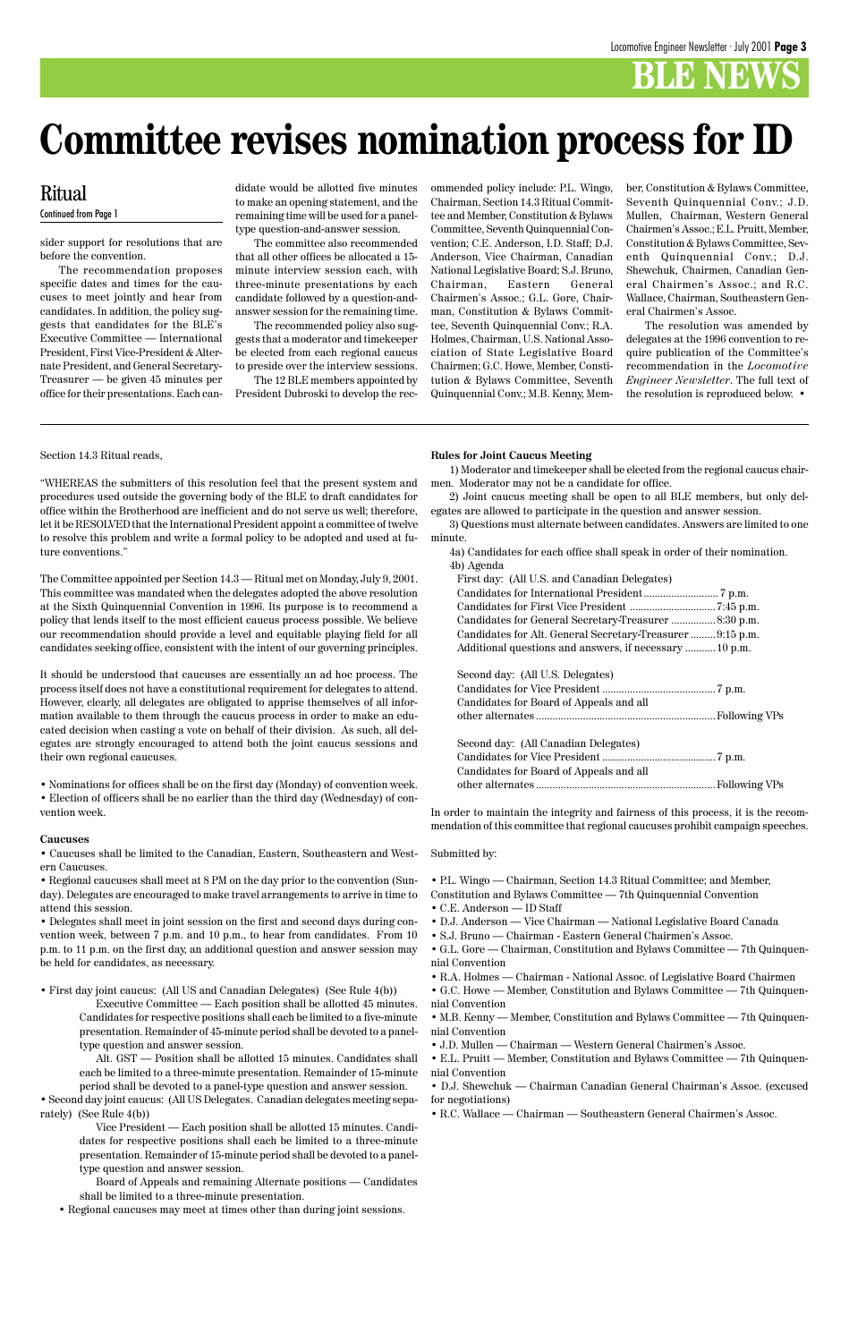# Committee revises nomination process for ID

## Ritual

Continued from Page 1

sider support for resolutions that are before the convention.

The recommendation proposes specific dates and times for the caucuses to meet jointly and hear from candidates. In addition, the policy suggests that candidates for the BLE's Executive Committee — International President, First Vice-President & Alternate President, and General Secretary-Treasurer — be given 45 minutes per office for their presentations. Each candidate would be allotted five minutes to make an opening statement, and the remaining time will be used for a panel-type question-and-answer session.

The committee also recommended that all other offices be allocated a 15-minute interview session each, with three-minute presentations by each candidate followed by a question-and-answer session for the remaining time.

The recommended policy also suggests that a moderator and timekeeper be elected from each regional caucus to preside over the interview sessions.

The 12 BLE members appointed by President Dubroski to develop the recommended policy include: P.L. Wingo, Chairman, Section 14.3 Ritual Committee and Member, Constitution & Bylaws Committee, Seventh Quinquennial Convention; C.E. Anderson, I.D. Staff; D.J. Anderson, Vice Chairman, Canadian National Legislative Board; S.J. Bruno, Chairman, Eastern General Chairmen's Assoc.; G.L. Gore, Chairman, Constitution & Bylaws Committee, Seventh Quinquennial Conv.; R.A. Holmes, Chairman, U.S. National Association of State Legislative Board Chairmen; G.C. Howe, Member, Constitution & Bylaws Committee, Seventh Quinquennial Conv.; M.B. Kenny, Member, Constitution & Bylaws Committee, Seventh Quinquennial Conv.; J.D. Mullen, Chairman, Western General Chairmen's Assoc.; E.L. Pruitt, Member, Constitution & Bylaws Committee, Seventh Quinquennial Conv.; D.J. Shewchuk, Chairmen, Canadian General Chairmen's Assoc.; and R.C. Wallace, Chairman, Southeastern General Chairmen's Assoc.

The resolution was amended by delegates at the 1996 convention to require publication of the Committee's recommendation in the *Locomotive Engineer Newsletter*. The full text of the resolution is reproduced below. •

---

Section 14.3 Ritual reads,

"WHEREAS the submitters of this resolution feel that the present system and procedures used outside the governing body of the BLE to draft candidates for office within the Brotherhood are inefficient and do not serve us well; therefore, let it be RESOLVED that the International President appoint a committee of twelve to resolve this problem and write a formal policy to be adopted and used at future conventions."

The Committee appointed per Section 14.3 — Ritual met on Monday, July 9, 2001. This committee was mandated when the delegates adopted the above resolution at the Sixth Quinquennial Convention in 1996. Its purpose is to recommend a policy that lends itself to the most efficient caucus process possible. We believe our recommendation should provide a level and equitable playing field for all candidates seeking office, consistent with the intent of our governing principles.

It should be understood that caucuses are essentially an ad hoc process. The process itself does not have a constitutional requirement for delegates to attend. However, clearly, all delegates are obligated to apprise themselves of all information available to them through the caucus process in order to make an educated decision when casting a vote on behalf of their division. As such, all delegates are strongly encouraged to attend both the joint caucus sessions and their own regional caucuses.

- Nominations for offices shall be on the first day (Monday) of convention week.
- Election of officers shall be no earlier than the third day (Wednesday) of convention week.

**Caucuses**

- Caucuses shall be limited to the Canadian, Eastern, Southeastern and Western Caucuses.
- Regional caucuses shall meet at 8 PM on the day prior to the convention (Sunday). Delegates are encouraged to make travel arrangements to arrive in time to attend this session.
- Delegates shall meet in joint session on the first and second days during convention week, between 7 p.m. and 10 p.m., to hear from candidates. From 10 p.m. to 11 p.m. on the first day, an additional question and answer session may be held for candidates, as necessary.
- First day joint caucus: (All US and Canadian Delegates) (See Rule 4(b))

  Executive Committee — Each position shall be allotted 45 minutes. Candidates for respective positions shall each be limited to a five-minute presentation. Remainder of 45-minute period shall be devoted to a panel-type question and answer session.

  Alt. GST — Position shall be allotted 15 minutes. Candidates shall each be limited to a three-minute presentation. Remainder of 15-minute period shall be devoted to a panel-type question and answer session.
- Second day joint caucus: (All US Delegates. Canadian delegates meeting separately) (See Rule 4(b))

  Vice President — Each position shall be allotted 15 minutes. Candidates for respective positions shall each be limited to a three-minute presentation. Remainder of 15-minute period shall be devoted to a panel-type question and answer session.

  Board of Appeals and remaining Alternate positions — Candidates shall be limited to a three-minute presentation.
- Regional caucuses may meet at times other than during joint sessions.

**Rules for Joint Caucus Meeting**

1) Moderator and timekeeper shall be elected from the regional caucus chairmen. Moderator may not be a candidate for office.

2) Joint caucus meeting shall be open to all BLE members, but only delegates are allowed to participate in the question and answer session.

3) Questions must alternate between candidates. Answers are limited to one minute.

4a) Candidates for each office shall speak in order of their nomination.

4b) Agenda

First day: (All U.S. and Canadian Delegates)

| | |
|---|---|
| Candidates for International President | 7 p.m. |
| Candidates for First Vice President | 7:45 p.m. |
| Candidates for General Secretary-Treasurer | 8:30 p.m. |
| Candidates for Alt. General Secretary-Treasurer | 9:15 p.m. |
| Additional questions and answers, if necessary | 10 p.m. |

Second day: (All U.S. Delegates)

| | |
|---|---|
| Candidates for Vice President | 7 p.m. |
| Candidates for Board of Appeals and all other alternates | Following VPs |

Second day: (All Canadian Delegates)

| | |
|---|---|
| Candidates for Vice President | 7 p.m. |
| Candidates for Board of Appeals and all other alternates | Following VPs |

In order to maintain the integrity and fairness of this process, it is the recommendation of this committee that regional caucuses prohibit campaign speeches.

Submitted by:

- P.L. Wingo — Chairman, Section 14.3 Ritual Committee; and Member, Constitution and Bylaws Committee — 7th Quinquennial Convention
- C.E. Anderson — ID Staff
- D.J. Anderson — Vice Chairman — National Legislative Board Canada
- S.J. Bruno — Chairman - Eastern General Chairmen's Assoc.
- G.L. Gore — Chairman, Constitution and Bylaws Committee — 7th Quinquennial Convention
- R.A. Holmes — Chairman - National Assoc. of Legislative Board Chairmen
- G.C. Howe — Member, Constitution and Bylaws Committee — 7th Quinquennial Convention
- M.B. Kenny — Member, Constitution and Bylaws Committee — 7th Quinquennial Convention
- J.D. Mullen — Chairman — Western General Chairmen's Assoc.
- E.L. Pruitt — Member, Constitution and Bylaws Committee — 7th Quinquennial Convention
- D.J. Shewchuk — Chairman Canadian General Chairman's Assoc. (excused for negotiations)
- R.C. Wallace — Chairman — Southeastern General Chairmen's Assoc.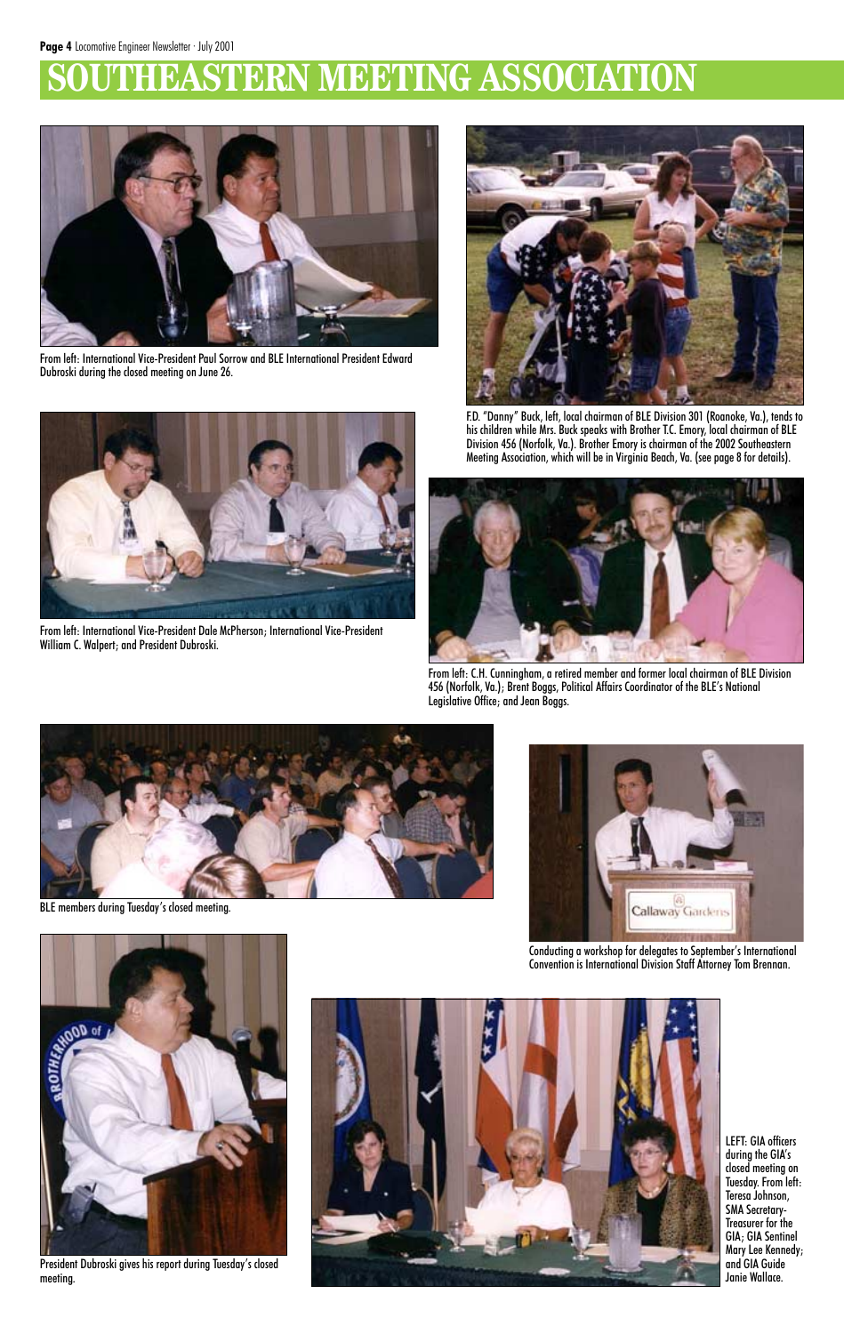# SOUTHEASTERN MEETING ASSOCIATION

From left: International Vice-President Paul Sorrow and BLE International President Edward Dubroski during the closed meeting on June 26.

F.D. "Danny" Buck, left, local chairman of BLE Division 301 (Roanoke, Va.), tends to his children while Mrs. Buck speaks with Brother T.C. Emory, local chairman of BLE Division 456 (Norfolk, Va.). Brother Emory is chairman of the 2002 Southeastern Meeting Association, which will be in Virginia Beach, Va. (see page 8 for details).

From left: International Vice-President Dale McPherson; International Vice-President William C. Walpert; and President Dubroski.

From left: C.H. Cunningham, a retired member and former local chairman of BLE Division 456 (Norfolk, Va.); Brent Boggs, Political Affairs Coordinator of the BLE's National Legislative Office; and Jean Boggs.

BLE members during Tuesday's closed meeting.

Conducting a workshop for delegates to September's International Convention is International Division Staff Attorney Tom Brennan.

President Dubroski gives his report during Tuesday's closed meeting.

LEFT: GIA officers during the GIA's closed meeting on Tuesday. From left: Teresa Johnson, SMA Secretary-Treasurer for the GIA; GIA Sentinel Mary Lee Kennedy; and GIA Guide Janie Wallace.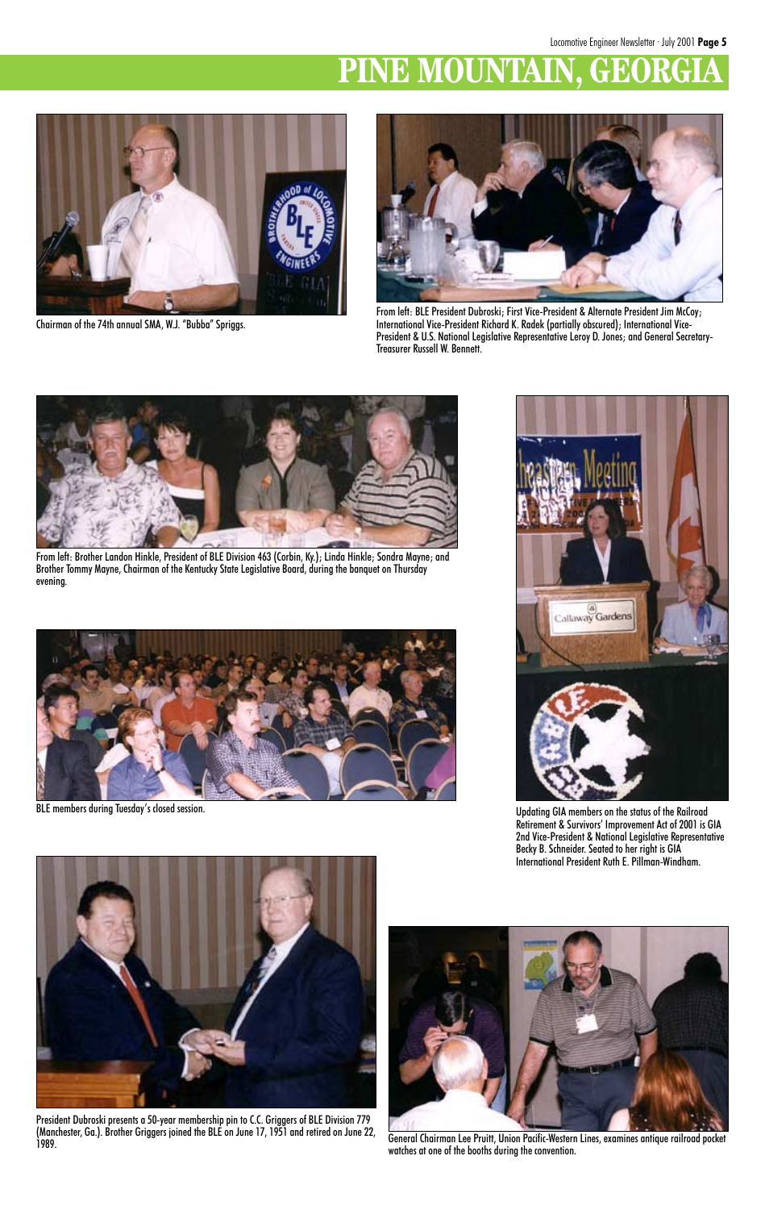# PINE MOUNTAIN, GEORGIA

Chairman of the 74th annual SMA, W.J. "Bubba" Spriggs.

From left: BLE President Dubroski; First Vice-President & Alternate President Jim McCoy; International Vice-President Richard K. Radek (partially obscured); International Vice-President & U.S. National Legislative Representative Leroy D. Jones; and General Secretary-Treasurer Russell W. Bennett.

From left: Brother Landon Hinkle, President of BLE Division 463 (Corbin, Ky.); Linda Hinkle; Sondra Mayne; and Brother Tommy Mayne, Chairman of the Kentucky State Legislative Board, during the banquet on Thursday evening.

BLE members during Tuesday's closed session.

Updating GIA members on the status of the Railroad Retirement & Survivors' Improvement Act of 2001 is GIA 2nd Vice-President & National Legislative Representative Becky B. Schneider. Seated to her right is GIA International President Ruth E. Pillman-Windham.

President Dubroski presents a 50-year membership pin to C.C. Griggers of BLE Division 779 (Manchester, Ga.). Brother Griggers joined the BLE on June 17, 1951 and retired on June 22, 1989.

General Chairman Lee Pruitt, Union Pacific-Western Lines, examines antique railroad pocket watches at one of the booths during the convention.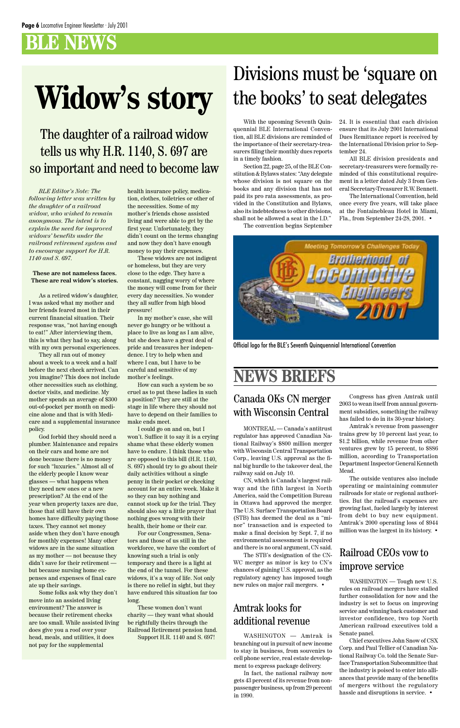# BLE NEWS

# Widow's story

## The daughter of a railroad widow tells us why H.R. 1140, S. 697 are so important and need to become law

*BLE Editor's Note: The following letter was written by the daughter of a railroad widow, who wished to remain anonymous. The intent is to explain the need for improved widows' benefits under the railroad retirement system and to encourage support for H.R. 1140 and S. 697.*

**These are not nameless faces. These are real widow's stories.**

As a retired widow's daughter, I was asked what my mother and her friends feared most in their current financial situation. Their response was, "not having enough to eat!" After interviewing them, this is what they had to say, along with my own personal experiences.

They all ran out of money about a week to a week and a half before the next check arrived. Can you imagine? This does not include other necessities such as clothing, doctor visits, and medicine. My mother spends an average of $300 out-of-pocket per month on medicine alone and that is with Medicare and a supplemental insurance policy.

God forbid they should need a plumber. Maintenance and repairs on their cars and home are not done because there is no money for such "luxuries." Almost all of the elderly people I know wear glasses — what happens when they need new ones or a new prescription? At the end of the year when property taxes are due, those that still have their own homes have difficulty paying those taxes. They cannot set money aside when they don't have enough for monthly expenses! Many other widows are in the same situation as my mother — not because they didn't save for their retirement — but because nursing home expenses and expenses of final care ate up their savings.

Some folks ask why they don't move into an assisted living environment? The answer is because their retirement checks are too small. While assisted living does give you a roof over your head, meals, and utilities, it does not pay for the supplemental health insurance policy, medication, clothes, toiletries or other of the necessities. Some of my mother's friends chose assisted living and were able to get by the first year. Unfortunately, they didn't count on the terms changing and now they don't have enough money to pay their expenses.

These widows are not indigent or homeless, but they are very close to the edge. They have a constant, nagging worry of where the money will come from for their every day necessities. No wonder they all suffer from high blood pressure!

In my mother's case, she will never go hungry or be without a place to live as long as I am alive, but she does have a great deal of pride and treasures her independence. I try to help when and where I can, but I have to be careful and sensitive of my mother's feelings.

How can such a system be so cruel as to put these ladies in such a position? They are still at the stage in life where they should not have to depend on their families to make ends meet.

I could go on and on, but I won't. Suffice it to say it is a crying shame what these elderly women have to endure. I think those who are opposed to this bill (H.R. 1140, S. 697) should try to go about their daily activities without a single penny in their pocket or checking account for an entire week. Make it so they can buy nothing and cannot stock up for the trial. They should also say a little prayer that nothing goes wrong with their health, their home or their car.

For our Congressmen, Senators and those of us still in the workforce, we have the comfort of knowing such a trial is only temporary and there is a light at the end of the tunnel. For these widows, it's a way of life. Not only is there no relief in sight, but they have endured this situation far too long.

These women don't want charity — they want what should be rightfully theirs through the Railroad Retirement pension fund.

Support H.R. 1140 and S. 697!

# Divisions must be 'square on the books' to seat delegates

With the upcoming Seventh Quinquennial BLE International Convention, all BLE divisions are reminded of the importance of their secretary-treasurers filing their monthly dues reports in a timely fashion.

Section 22, page 25, of the BLE Constitution & Bylaws states: "Any delegate whose division is not square on the books and any division that has not paid its pro rata assessments, as provided in the Constitution and Bylaws, also its indebtedness to other divisions, shall not be allowed a seat in the I.D."

The convention begins September 24. It is essential that each division ensure that its July 2001 International Dues Remittance report is received by the International Division prior to September 24.

All BLE division presidents and secretary-treasurers were formally reminded of this constitutional requirement in a letter dated July 3 from General Secretary-Treasurer R.W. Bennett.

The International Convention, held once every five years, will take place at the Fontainebleau Hotel in Miami, Fla., from September 24-28, 2001. •

Meeting Tomorrow's Challenges Today
Brotherhood of Locomotive Engineers 2001

Official logo for the BLE's Seventh Quinquennial International Convention

# NEWS BRIEFS

## Canada OKs CN merger with Wisconsin Central

MONTREAL — Canada's antitrust regulator has approved Canadian National Railway's $800 million merger with Wisconsin Central Transportation Corp., leaving U.S. approval as the final big hurdle to the takeover deal, the railway said on July 10.

CN, which is Canada's largest railway and the fifth largest in North America, said the Competition Bureau in Ottawa had approved the merger. The U.S. Surface Transportation Board (STB) has deemed the deal as a "minor" transaction and is expected to make a final decision by Sept. 7, if no environmental assessment is required and there is no oral argument, CN said.

The STB's designation of the CN-WC merger as minor is key to CN's chances of gaining U.S. approval, as the regulatory agency has imposed tough new rules on major rail mergers. •

## Amtrak looks for additional revenue

WASHINGTON — Amtrak is branching out in pursuit of new income to stay in business, from souvenirs to cell phone service, real estate development to express package delivery.

In fact, the national railway now gets 43 percent of its revenue from non-passenger business, up from 29 percent in 1990.

Congress has given Amtrak until 2003 to wean itself from annual government subsidies, something the railway has failed to do in its 30-year history.

Amtrak's revenue from passenger trains grew by 10 percent last year, to $1.2 billion, while revenue from other ventures grew by 15 percent, to $886 million, according to Transportation Department Inspector General Kenneth Mead.

The outside ventures also include operating or maintaining commuter railroads for state or regional authorities. But the railroad's expenses are growing fast, fueled largely by interest from debt to buy new equipment. Amtrak's 2000 operating loss of $944 million was the largest in its history. •

## Railroad CEOs vow to improve service

WASHINGTON — Tough new U.S. rules on railroad mergers have stalled further consolidation for now and the industry is set to focus on improving service and winning back customer and investor confidence, two top North American railroad executives told a Senate panel.

Chief executives John Snow of CSX Corp. and Paul Tellier of Canadian National Railway Co. told the Senate Surface Transportation Subcommittee that the industry is poised to enter into alliances that provide many of the benefits of mergers without the regulatory hassle and disruptions in service. •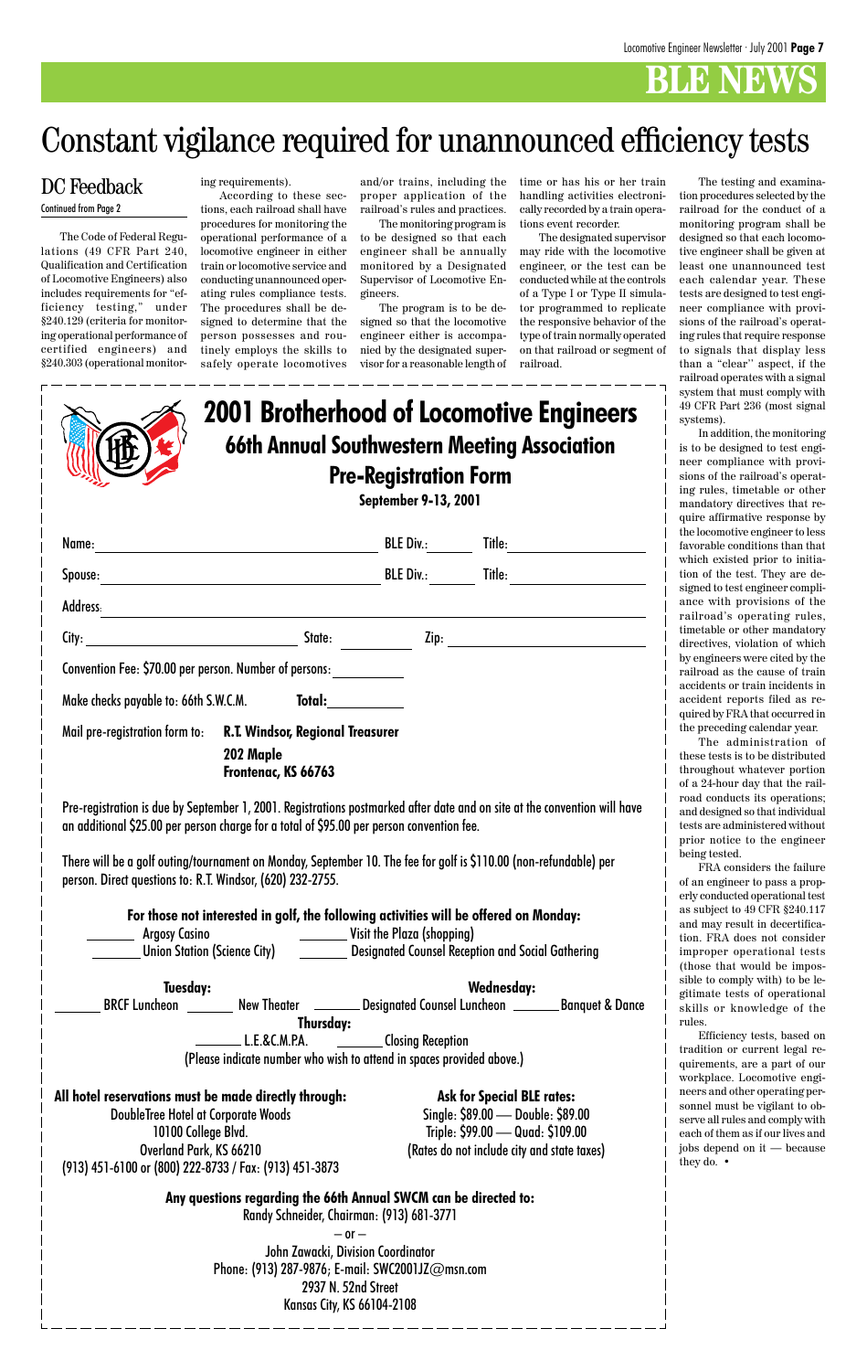# BLE NEWS

# Constant vigilance required for unannounced efficiency tests

## DC Feedback

Continued from Page 2

The Code of Federal Regulations (49 CFR Part 240, Qualification and Certification of Locomotive Engineers) also includes requirements for "efficiency testing," under §240.129 (criteria for monitoring operational performance of certified engineers) and §240.303 (operational monitoring requirements).

According to these sections, each railroad shall have procedures for monitoring the operational performance of a locomotive engineer in either train or locomotive service and conducting unannounced operating rules compliance tests. The procedures shall be designed to determine that the person possesses and routinely employs the skills to safely operate locomotives and/or trains, including the proper application of the railroad's rules and practices.

The monitoring program is to be designed so that each engineer shall be annually monitored by a Designated Supervisor of Locomotive Engineers.

The program is to be designed so that the locomotive engineer either is accompanied by the designated supervisor for a reasonable length of time or has his or her train handling activities electronically recorded by a train operations event recorder.

The designated supervisor may ride with the locomotive engineer, or the test can be conducted while at the controls of a Type I or Type II simulator programmed to replicate the responsive behavior of the type of train normally operated on that railroad or segment of railroad.

The testing and examination procedures selected by the railroad for the conduct of a monitoring program shall be designed so that each locomotive engineer shall be given at least one unannounced test each calendar year. These tests are designed to test engineer compliance with provisions of the railroad's operating rules that require response to signals that display less than a "clear" aspect, if the railroad operates with a signal system that must comply with 49 CFR Part 236 (most signal systems).

In addition, the monitoring is to be designed to test engineer compliance with provisions of the railroad's operating rules, timetable or other mandatory directives that require affirmative response by the locomotive engineer to less favorable conditions than that which existed prior to initiation of the test. They are designed to test engineer compliance with provisions of the railroad's operating rules, timetable or other mandatory directives, violation of which by engineers were cited by the railroad as the cause of train accidents or train incidents in accident reports filed as required by FRA that occurred in the preceding calendar year.

The administration of these tests is to be distributed throughout whatever portion of a 24-hour day that the railroad conducts its operations; and designed so that individual tests are administered without prior notice to the engineer being tested.

FRA considers the failure of an engineer to pass a properly conducted operational test as subject to 49 CFR §240.117 and may result in decertification. FRA does not consider improper operational tests (those that would be impossible to comply with) to be legitimate tests of operational skills or knowledge of the rules.

Efficiency tests, based on tradition or current legal requirements, are a part of our workplace. Locomotive engineers and other operating personnel must be vigilant to observe all rules and comply with each of them as if our lives and jobs depend on it — because they do. •

---

## 2001 Brotherhood of Locomotive Engineers
### 66th Annual Southwestern Meeting Association
### Pre-Registration Form

**September 9-13, 2001**

Name: ________________ BLE Div.: ______ Title: ____________

Spouse: ________________ BLE Div.: ______ Title: ____________

Address: ________________

City: ____________ State: ______ Zip: ____________

Convention Fee: $70.00 per person. Number of persons: ______

Make checks payable to: 66th S.W.C.M. **Total:** ______

Mail pre-registration form to: **R.T. Windsor, Regional Treasurer**
**202 Maple**
**Frontenac, KS 66763**

Pre-registration is due by September 1, 2001. Registrations postmarked after date and on site at the convention will have an additional $25.00 per person charge for a total of $95.00 per person convention fee.

There will be a golf outing/tournament on Monday, September 10. The fee for golf is $110.00 (non-refundable) per person. Direct questions to: R.T. Windsor, (620) 232-2755.

**For those not interested in golf, the following activities will be offered on Monday:**

______ Argosy Casino ______ Visit the Plaza (shopping)
______ Union Station (Science City) ______ Designated Counsel Reception and Social Gathering

**Tuesday:**
______ BRCF Luncheon ______ New Theater

**Wednesday:**
______ Designated Counsel Luncheon ______ Banquet & Dance

**Thursday:**
______ L.E.&C.M.P.A. ______ Closing Reception

(Please indicate number who wish to attend in spaces provided above.)

**All hotel reservations must be made directly through:**
DoubleTree Hotel at Corporate Woods
10100 College Blvd.
Overland Park, KS 66210
(913) 451-6100 or (800) 222-8733 / Fax: (913) 451-3873

**Ask for Special BLE rates:**
Single: $89.00 — Double: $89.00
Triple: $99.00 — Quad: $109.00
(Rates do not include city and state taxes)

**Any questions regarding the 66th Annual SWCM can be directed to:**
Randy Schneider, Chairman: (913) 681-3771
– or –
John Zawacki, Division Coordinator
Phone: (913) 287-9876; E-mail: SWC2001JZ@msn.com
2937 N. 52nd Street
Kansas City, KS 66104-2108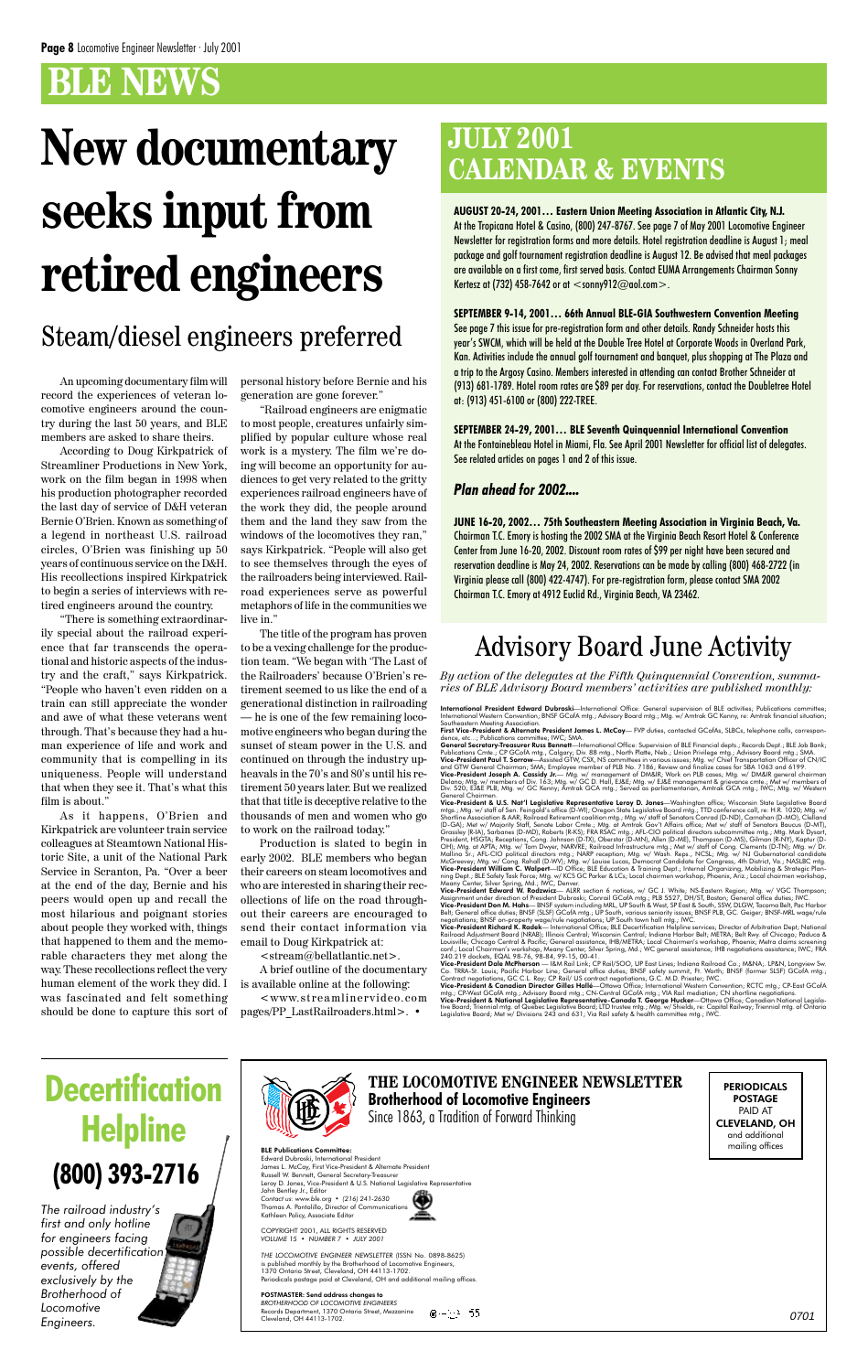# BLE NEWS

# New documentary seeks input from retired engineers

## Steam/diesel engineers preferred

An upcoming documentary film will record the experiences of veteran locomotive engineers around the country during the last 50 years, and BLE members are asked to share theirs.

According to Doug Kirkpatrick of Streamliner Productions in New York, work on the film began in 1998 when his production photographer recorded the last day of service of D&H veteran Bernie O'Brien. Known as something of a legend in northeast U.S. railroad circles, O'Brien was finishing up 50 years of continuous service on the D&H. His recollections inspired Kirkpatrick to begin a series of interviews with retired engineers around the country.

"There is something extraordinarily special about the railroad experience that far transcends the operational and historic aspects of the industry and the craft," says Kirkpatrick. "People who haven't even ridden on a train can still appreciate the wonder and awe of what these veterans went through. That's because they had a human experience of life and work and community that is compelling in its uniqueness. People will understand that when they see it. That's what this film is about."

As it happens, O'Brien and Kirkpatrick are volunteer train service colleagues at Steamtown National Historic Site, a unit of the National Park Service in Scranton, Pa. "Over a beer at the end of the day, Bernie and his peers would open up and recall the most hilarious and poignant stories about people they worked with, things that happened to them and the memorable characters they met along the way. These recollections reflect the very human element of the work they did. I was fascinated and felt something should be done to capture this sort of personal history before Bernie and his generation are gone forever."

"Railroad engineers are enigmatic to most people, creatures unfairly simplified by popular culture whose real work is a mystery. The film we're doing will become an opportunity for audiences to get very related to the gritty experiences railroad engineers have of the work they did, the people around them and the land they saw from the windows of the locomotives they ran," says Kirkpatrick. "People will also get to see themselves through the eyes of the railroaders being interviewed. Railroad experiences serve as powerful metaphors of life in the communities we live in."

The title of the program has proven to be a vexing challenge for the production team. "We began with 'The Last of the Railroaders' because O'Brien's retirement seemed to us like the end of a generational distinction in railroading — he is one of the few remaining locomotive engineers who began during the sunset of steam power in the U.S. and continued on through the industry upheavals in the 70's and 80's until his retirement 50 years later. But we realized that that title is deceptive relative to the thousands of men and women who go to work on the railroad today."

Production is slated to begin in early 2002. BLE members who began their careers on steam locomotives and who are interested in sharing their recollections of life on the road throughout their careers are encouraged to send their contact information via email to Doug Kirkpatrick at:

<stream@bellatlantic.net>.

A brief outline of the documentary is available online at the following:

<www.streamlinervideo.com pages/PP_LastRailroaders.html>. •

# JULY 2001 CALENDAR & EVENTS

**AUGUST 20-24, 2001… Eastern Union Meeting Association in Atlantic City, N.J.**
At the Tropicana Hotel & Casino, (800) 247-8767. See page 7 of May 2001 Locomotive Engineer Newsletter for registration forms and more details. Hotel registration deadline is August 1; meal package and golf tournament registration deadline is August 12. Be advised that meal packages are available on a first come, first served basis. Contact EUMA Arrangements Chairman Sonny Kertesz at (732) 458-7642 or at <sonny912@aol.com>.

**SEPTEMBER 9-14, 2001… 66th Annual BLE-GIA Southwestern Convention Meeting**
See page 7 this issue for pre-registration form and other details. Randy Schneider hosts this year's SWCM, which will be held at the Double Tree Hotel at Corporate Woods in Overland Park, Kan. Activities include the annual golf tournament and banquet, plus shopping at The Plaza and a trip to the Argosy Casino. Members interested in attending can contact Brother Schneider at (913) 681-1789. Hotel room rates are $89 per day. For reservations, contact the Doubletree Hotel at: (913) 451-6100 or (800) 222-TREE.

**SEPTEMBER 24-29, 2001… BLE Seventh Quinquennial International Convention**
At the Fontainebleau Hotel in Miami, Fla. See April 2001 Newsletter for official list of delegates. See related articles on pages 1 and 2 of this issue.

***Plan ahead for 2002….***

**JUNE 16-20, 2002… 75th Southeastern Meeting Association in Virginia Beach, Va.**
Chairman T.C. Emory is hosting the 2002 SMA at the Virginia Beach Resort Hotel & Conference Center from June 16-20, 2002. Discount room rates of $99 per night have been secured and reservation deadline is May 24, 2002. Reservations can be made by calling (800) 468-2722 (in Virginia please call (800) 422-4747). For pre-registration form, please contact SMA 2002 Chairman T.C. Emory at 4912 Euclid Rd., Virginia Beach, VA 23462.

# Advisory Board June Activity

*By action of the delegates at the Fifth Quinquennial Convention, summaries of BLE Advisory Board members' activities are published monthly:*

**International President Edward Dubroski**—International Office: General supervision of BLE activities; Publications committee; International Western Convention; BNSF GCofA mtg.; Advisory Board mtg.; Mtg. w/ Amtrak GC Kenny, re: Amtrak financial situation; Southeastern Meeting Association.

**First Vice-President & Alternate President James L. McCoy**— FVP duties, contacted GCofAs, SLBCs, telephone calls, correspondence, etc. ; Publications committee; IWC; SMA.

**General Secretary-Treasurer Russ Bennett**—International Office: Supervision of BLE Financial depts.; Records Dept ; BLE Job Bank; Publications Cmte.; CP GCofA mtg., Calgary; Div. 88 mtg., North Platte, Neb.; Union Privilege mtg.; Advisory Board mtg.; SMA.

**Vice-President Paul T. Sorrow**—Assisted GTW, CSX, NS committees in various issues; Mtg. w/ Chief Transportation Officer of CN/IC and GTW General Chairman; SMA; Employee member of PLB No. 7186; Review and finalize cases for SBA 1063 and 6199.

**Vice-President Joseph A. Cassidy Jr.**— Mtg. w/ management of DM&IR; Work on PLB cases; Mtg. w/ DM&IR general chairman Delano; Mtg. w/ members of Div. 163; Mtg. w/ GC D. Hall, EJ&E; Mtg. w/ EJ&E management & grievance cmte.; Met w/ members of Div. 520; EJ&E PLB; Mtg. w/ GC Kenny, Amtrak GCA mtg.; Served as parliamentarian, Amtrak GCA mtg.; IWC; Mtg. w/ Western General Chairmen.

**Vice-President & U.S. Nat'l Legislative Representative Leroy D. Jones**—Washington office; Wisconsin State Legislative Board mtgs.; Mtg. w/ staff of Sen. Feingold's office (D-WI); Oregon State Legislative Board mtg.; TTD conference call, re: H.R. 1020; Mtg. w/ Shortline Association & AAR; Railroad Retirement coalition mtg.; Mtg. w/ staff of Senators Conrad (D-ND), Carnahan (D-MO), Clelland (D-GA); Met w/ Majority Staff, Senate Labor Cmte.; Mtg. at Amtrak Gov't Affairs office; Met w/ staff of Senators Baucus (D-MT), Grassley (R-IA), Sarbanes (D-MD), Roberts (R-KS); FRA RSAC mtg.; AFL-CIO political directors subcommittee mtg.; Mtg. Mark Dysart, President, HSGTA; Receptions, Cong. Johnson (D-TX), Oberstar (D-MN), Allen (D-ME), Thompson (D-MS), Gilman (R-NY), Kaptur (D-OH); Mtg. at APTA; Mtg. w/ Tom Dwyer, NARVRE; Railroad Infrastructure mtg.; Met w/ staff of Cong. Clements (D-TN); Mtg. w/ Dr. Mellino Sr.; AFL-CIO political directors mtg.; NARP reception; Mtg. w/ Wash. Reps., NCSL; Mtg. w/ NJ Gubernatorial candidate McGreevey; Mtg. w/ Cong. Rahall (D-WV); Mtg. w/ Louise Lucas, Democrat Candidate for Congress, 4th District, Va.; NASLBC mtg.

**Vice-President William C. Walpert**—ID Office; BLE Education & Training Dept.; Internal Organizing, Mobilizing & Strategic Planning Dept.; BLE Safety Task Force; Mtg. w/ KCS GC Parker & LCs; Local chairmen workshop, Phoenix, Ariz.; Local chairmen workshop, Meany Center, Silver Spring, Md.; IWC, Denver.

**Vice-President Edward W. Rodzwicz**— ALRR section 6 notices, w/ GC J. White; NS-Eastern Region; Mtg. w/ VGC Thompson; Assignment under direction of President Dubroski; Conrail GCofA mtg.; PLB 5527, DH/ST, Boston; General office duties; IWC.

**Vice-President Don M. Hahs**— BNSF system including MRL, UP South & West, SP East & South, SSW, DLGW, Tacoma Belt, Pac Harbor Belt; General office duties; BNSF (SLSF) GCofA mtg.; UP South, various seniority issues; BNSF PLB, GC. Geiger; BNSF-MRL wage/rule negotiations; BNSF on-property wage/rule negotiations; UP South town hall mtg.; IWC.

**Vice-President Richard K. Radek**— International Office; BLE Decertification Helpline services; Director of Arbitration Dept; National Railroad Adjustment Board (NRAB); Illinois Central; Wisconsin Central; Indiana Harbor Belt; METRA; Belt Rwy. of Chicago; Paduca & Louisville; Chicago Central & Pacific; General assistance, IHB/METRA; Local Chairmen's workshop, Phoenix; Metra claims screening conf.; Local Chairmen's workshop, Meany Center, Silver Spring, Md.; WC general assistance; IHB negotiations assistance; IWC; FRA 240.219 dockets, EQAL 98-76, 98-84, 99-15, 00-41.

**Vice-President Dale McPherson** — I&M Rail Link; CP Rail/SOO, UP East Lines; Indiana Railroad Co.; M&NA;, LP&N, Longview Sw. Co. TRRA-St. Louis, Pacific Harbor Line; General office duties; BNSF safety summit, Ft. Worth; BNSF (former SLSF) GCofA mtg.; Contract negotiations, GC C.L. Ray; CP Rail/ US contract negotiations, G.C. M.D. Priester; IWC.

**Vice-President & Canadian Director Gilles Hallé**—Ottawa Office; International Western Convention; RCTC mtg.; CP-East GCofA mtg.; CP-West GCofA mtg.; Advisory Board mtg.; CN-Central GCofA mtg.; VIA Rail mediation; CN shortline negotiations.

**Vice-President & National Legislative Representative-Canada T. George Hucker**—Ottawa Office; Canadian National Legislative Board; Triennial mtg. of Quebec Legislative Board; LTD trustee mtg.; Mtg. w/ Shields, re: Capital Railway; Triennial mtg. of Ontario Legislative Board; Met w/ Divisions 243 and 631; Via Rail safety & health committee mtg.; IWC.

# Decertification Helpline

## (800) 393-2716

*The railroad industry's first and only hotline for engineers facing possible decertification events, offered exclusively by the Brotherhood of Locomotive Engineers.*

**THE LOCOMOTIVE ENGINEER NEWSLETTER**
**Brotherhood of Locomotive Engineers**
Since 1863, a Tradition of Forward Thinking

**PERIODICALS POSTAGE** PAID AT **CLEVELAND, OH** and additional mailing offices

**BLE Publications Committee:**
Edward Dubroski, International President
James L. McCoy, First Vice-President & Alternate President
Russell W. Bennett, General Secretary-Treasurer
Leroy D. Jones, Vice-President & U.S. National Legislative Representative
John Bentley Jr., Editor
*Contact us:* www.ble.org • (216) 241-2630
Thomas A. Pontolillo, Director of Communications
Kathleen Policy, Associate Editor

COPYRIGHT 2001, ALL RIGHTS RESERVED
VOLUME 15 • NUMBER 7 • JULY 2001

*THE LOCOMOTIVE ENGINEER NEWSLETTER* (ISSN No. 0898-8625) is published monthly by the Brotherhood of Locomotive Engineers, 1370 Ontario Street, Cleveland, OH 44113-1702. Periodicals postage paid at Cleveland, OH and additional mailing offices.

**POSTMASTER: Send address changes to**
*BROTHERHOOD OF LOCOMOTIVE ENGINEERS*
Records Department, 1370 Ontario Street, Mezzanine
Cleveland, OH 44113-1702.

0701